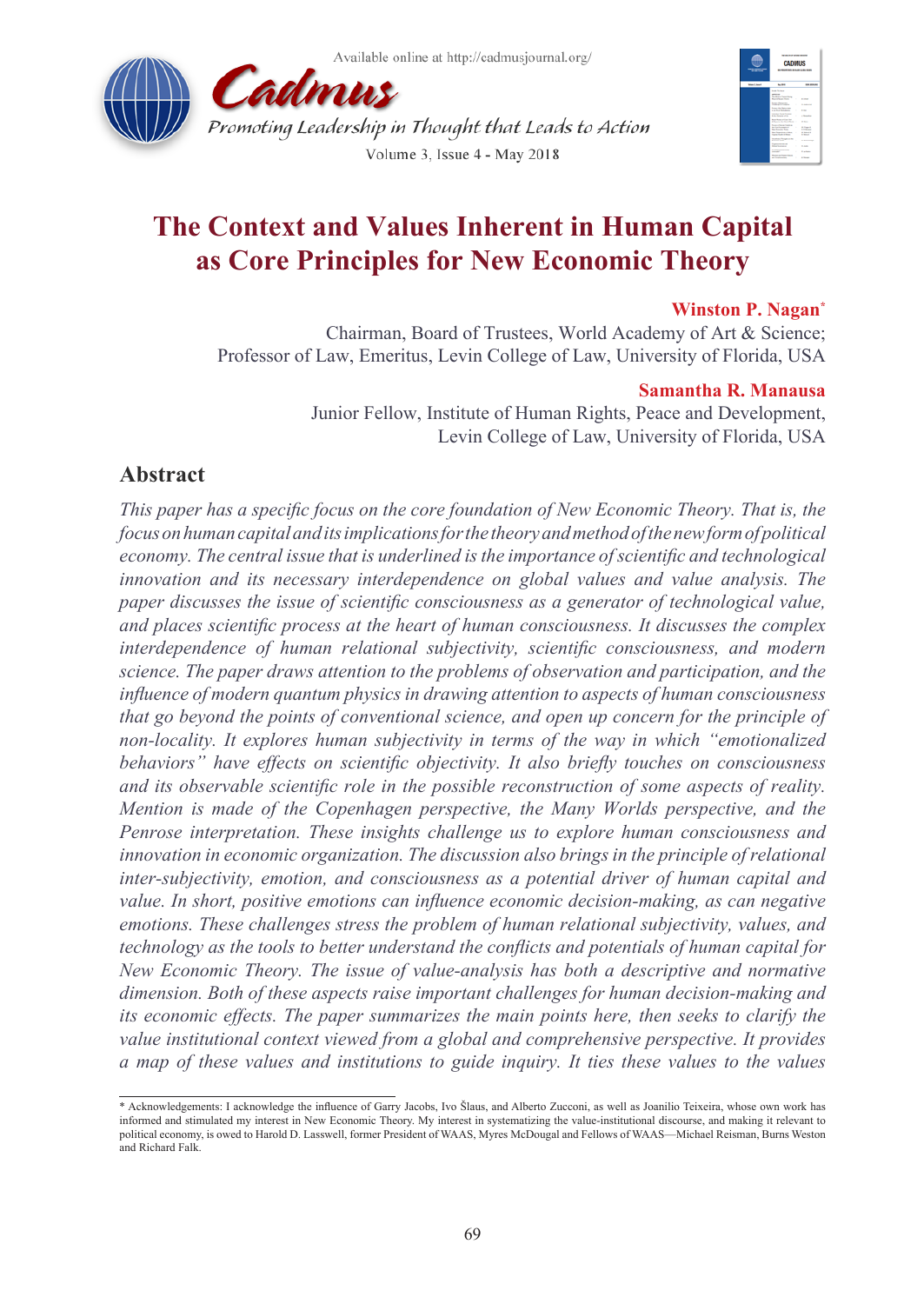# The Context and Values Inherent in Human Capital as Core Principles for New Economic Theory

**Winston P. Nagan***

Chairman, Board of Trustees, World Academy of Art & Science;
Professor of Law, Emeritus, Levin College of Law, University of Florida, USA

**Samantha R. Manausa**

Junior Fellow, Institute of Human Rights, Peace and Development,
Levin College of Law, University of Florida, USA

## Abstract

*This paper has a specific focus on the core foundation of New Economic Theory. That is, the focus on human capital and its implications for the theory and method of the new form of political economy. The central issue that is underlined is the importance of scientific and technological innovation and its necessary interdependence on global values and value analysis. The paper discusses the issue of scientific consciousness as a generator of technological value, and places scientific process at the heart of human consciousness. It discusses the complex interdependence of human relational subjectivity, scientific consciousness, and modern science. The paper draws attention to the problems of observation and participation, and the influence of modern quantum physics in drawing attention to aspects of human consciousness that go beyond the points of conventional science, and open up concern for the principle of non-locality. It explores human subjectivity in terms of the way in which "emotionalized behaviors" have effects on scientific objectivity. It also briefly touches on consciousness and its observable scientific role in the possible reconstruction of some aspects of reality. Mention is made of the Copenhagen perspective, the Many Worlds perspective, and the Penrose interpretation. These insights challenge us to explore human consciousness and innovation in economic organization. The discussion also brings in the principle of relational inter-subjectivity, emotion, and consciousness as a potential driver of human capital and value. In short, positive emotions can influence economic decision-making, as can negative emotions. These challenges stress the problem of human relational subjectivity, values, and technology as the tools to better understand the conflicts and potentials of human capital for New Economic Theory. The issue of value-analysis has both a descriptive and normative dimension. Both of these aspects raise important challenges for human decision-making and its economic effects. The paper summarizes the main points here, then seeks to clarify the value institutional context viewed from a global and comprehensive perspective. It provides a map of these values and institutions to guide inquiry. It ties these values to the values*

---

* Acknowledgements: I acknowledge the influence of Garry Jacobs, Ivo Šlaus, and Alberto Zucconi, as well as Joanilio Teixeira, whose own work has informed and stimulated my interest in New Economic Theory. My interest in systematizing the value-institutional discourse, and making it relevant to political economy, is owed to Harold D. Lasswell, former President of WAAS, Myres McDougal and Fellows of WAAS—Michael Reisman, Burns Weston and Richard Falk.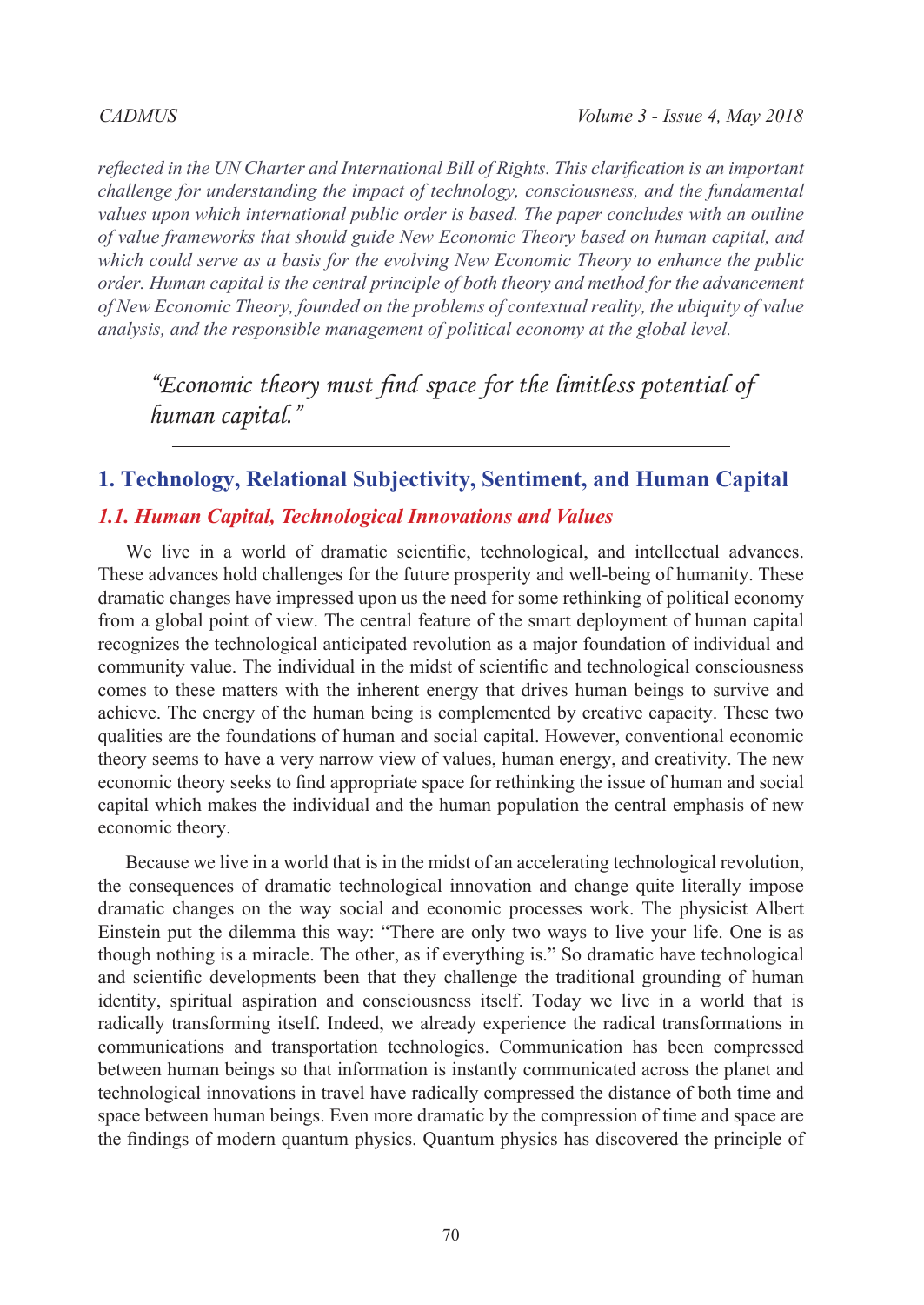*reflected in the UN Charter and International Bill of Rights. This clarification is an important challenge for understanding the impact of technology, consciousness, and the fundamental values upon which international public order is based. The paper concludes with an outline of value frameworks that should guide New Economic Theory based on human capital, and which could serve as a basis for the evolving New Economic Theory to enhance the public order. Human capital is the central principle of both theory and method for the advancement of New Economic Theory, founded on the problems of contextual reality, the ubiquity of value analysis, and the responsible management of political economy at the global level.*

---

> *"Economic theory must find space for the limitless potential of human capital."*

---

## 1. Technology, Relational Subjectivity, Sentiment, and Human Capital

### *1.1. Human Capital, Technological Innovations and Values*

We live in a world of dramatic scientific, technological, and intellectual advances. These advances hold challenges for the future prosperity and well-being of humanity. These dramatic changes have impressed upon us the need for some rethinking of political economy from a global point of view. The central feature of the smart deployment of human capital recognizes the technological anticipated revolution as a major foundation of individual and community value. The individual in the midst of scientific and technological consciousness comes to these matters with the inherent energy that drives human beings to survive and achieve. The energy of the human being is complemented by creative capacity. These two qualities are the foundations of human and social capital. However, conventional economic theory seems to have a very narrow view of values, human energy, and creativity. The new economic theory seeks to find appropriate space for rethinking the issue of human and social capital which makes the individual and the human population the central emphasis of new economic theory.

Because we live in a world that is in the midst of an accelerating technological revolution, the consequences of dramatic technological innovation and change quite literally impose dramatic changes on the way social and economic processes work. The physicist Albert Einstein put the dilemma this way: "There are only two ways to live your life. One is as though nothing is a miracle. The other, as if everything is." So dramatic have technological and scientific developments been that they challenge the traditional grounding of human identity, spiritual aspiration and consciousness itself. Today we live in a world that is radically transforming itself. Indeed, we already experience the radical transformations in communications and transportation technologies. Communication has been compressed between human beings so that information is instantly communicated across the planet and technological innovations in travel have radically compressed the distance of both time and space between human beings. Even more dramatic by the compression of time and space are the findings of modern quantum physics. Quantum physics has discovered the principle of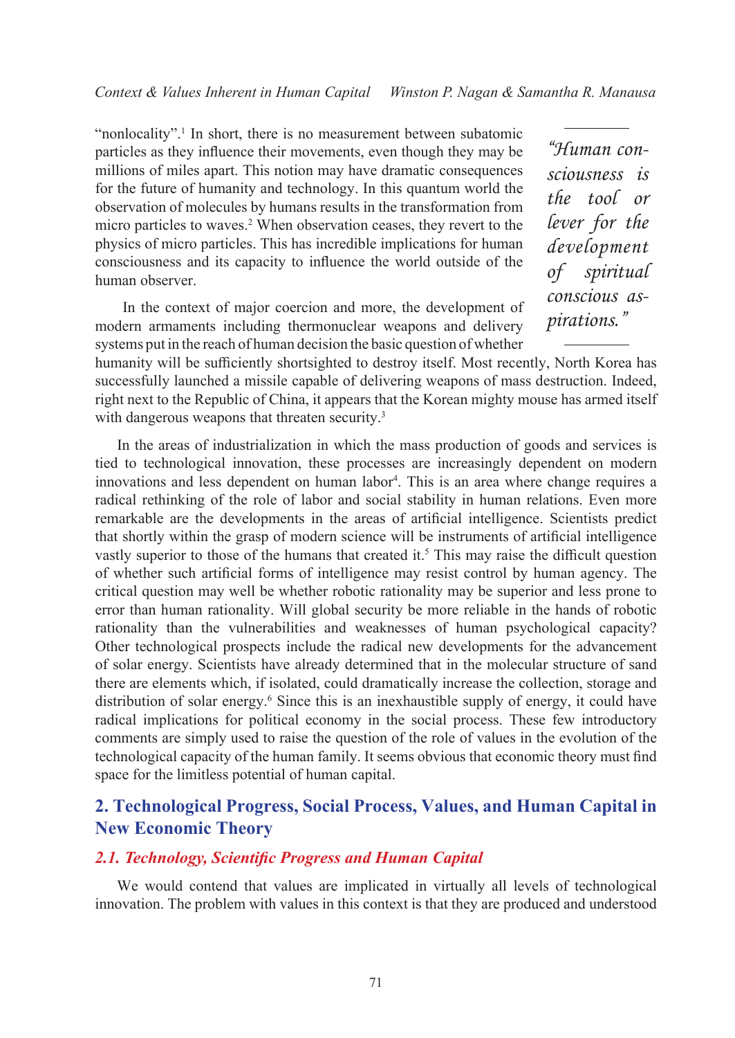"nonlocality".[1] In short, there is no measurement between subatomic particles as they influence their movements, even though they may be millions of miles apart. This notion may have dramatic consequences for the future of humanity and technology. In this quantum world the observation of molecules by humans results in the transformation from micro particles to waves.[2] When observation ceases, they revert to the physics of micro particles. This has incredible implications for human consciousness and its capacity to influence the world outside of the human observer.

> *"Human consciousness is the tool or lever for the development of spiritual conscious aspirations."*

In the context of major coercion and more, the development of modern armaments including thermonuclear weapons and delivery systems put in the reach of human decision the basic question of whether humanity will be sufficiently shortsighted to destroy itself. Most recently, North Korea has successfully launched a missile capable of delivering weapons of mass destruction. Indeed, right next to the Republic of China, it appears that the Korean mighty mouse has armed itself with dangerous weapons that threaten security.[3]

In the areas of industrialization in which the mass production of goods and services is tied to technological innovation, these processes are increasingly dependent on modern innovations and less dependent on human labor[4]. This is an area where change requires a radical rethinking of the role of labor and social stability in human relations. Even more remarkable are the developments in the areas of artificial intelligence. Scientists predict that shortly within the grasp of modern science will be instruments of artificial intelligence vastly superior to those of the humans that created it.[5] This may raise the difficult question of whether such artificial forms of intelligence may resist control by human agency. The critical question may well be whether robotic rationality may be superior and less prone to error than human rationality. Will global security be more reliable in the hands of robotic rationality than the vulnerabilities and weaknesses of human psychological capacity? Other technological prospects include the radical new developments for the advancement of solar energy. Scientists have already determined that in the molecular structure of sand there are elements which, if isolated, could dramatically increase the collection, storage and distribution of solar energy.[6] Since this is an inexhaustible supply of energy, it could have radical implications for political economy in the social process. These few introductory comments are simply used to raise the question of the role of values in the evolution of the technological capacity of the human family. It seems obvious that economic theory must find space for the limitless potential of human capital.

## 2. Technological Progress, Social Process, Values, and Human Capital in New Economic Theory

### *2.1. Technology, Scientific Progress and Human Capital*

We would contend that values are implicated in virtually all levels of technological innovation. The problem with values in this context is that they are produced and understood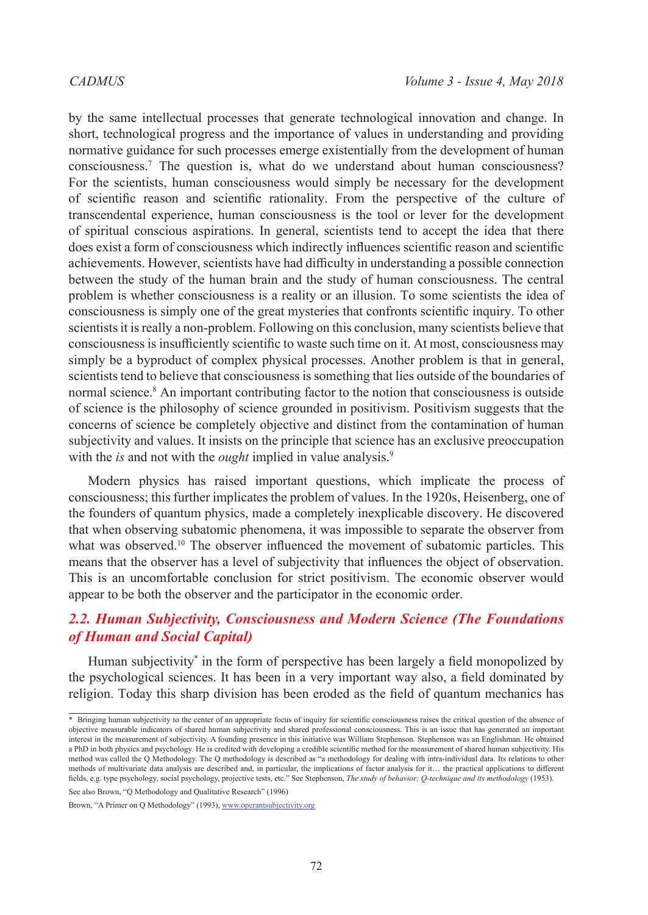by the same intellectual processes that generate technological innovation and change. In short, technological progress and the importance of values in understanding and providing normative guidance for such processes emerge existentially from the development of human consciousness.[7] The question is, what do we understand about human consciousness? For the scientists, human consciousness would simply be necessary for the development of scientific reason and scientific rationality. From the perspective of the culture of transcendental experience, human consciousness is the tool or lever for the development of spiritual conscious aspirations. In general, scientists tend to accept the idea that there does exist a form of consciousness which indirectly influences scientific reason and scientific achievements. However, scientists have had difficulty in understanding a possible connection between the study of the human brain and the study of human consciousness. The central problem is whether consciousness is a reality or an illusion. To some scientists the idea of consciousness is simply one of the great mysteries that confronts scientific inquiry. To other scientists it is really a non-problem. Following on this conclusion, many scientists believe that consciousness is insufficiently scientific to waste such time on it. At most, consciousness may simply be a byproduct of complex physical processes. Another problem is that in general, scientists tend to believe that consciousness is something that lies outside of the boundaries of normal science.[8] An important contributing factor to the notion that consciousness is outside of science is the philosophy of science grounded in positivism. Positivism suggests that the concerns of science be completely objective and distinct from the contamination of human subjectivity and values. It insists on the principle that science has an exclusive preoccupation with the *is* and not with the *ought* implied in value analysis.[9]

Modern physics has raised important questions, which implicate the process of consciousness; this further implicates the problem of values. In the 1920s, Heisenberg, one of the founders of quantum physics, made a completely inexplicable discovery. He discovered that when observing subatomic phenomena, it was impossible to separate the observer from what was observed.[10] The observer influenced the movement of subatomic particles. This means that the observer has a level of subjectivity that influences the object of observation. This is an uncomfortable conclusion for strict positivism. The economic observer would appear to be both the observer and the participator in the economic order.

## 2.2. Human Subjectivity, Consciousness and Modern Science (The Foundations of Human and Social Capital)

Human subjectivity* in the form of perspective has been largely a field monopolized by the psychological sciences. It has been in a very important way also, a field dominated by religion. Today this sharp division has been eroded as the field of quantum mechanics has

---

\* Bringing human subjectivity to the center of an appropriate focus of inquiry for scientific consciousness raises the critical question of the absence of objective measurable indicators of shared human subjectivity and shared professional consciousness. This is an issue that has generated an important interest in the measurement of subjectivity. A founding presence in this initiative was William Stephenson. Stephenson was an Englishman. He obtained a PhD in both physics and psychology. He is credited with developing a credible scientific method for the measurement of shared human subjectivity. His method was called the Q Methodology. The Q methodology is described as "a methodology for dealing with intra-individual data. Its relations to other methods of multivariate data analysis are described and, in particular, the implications of factor analysis for it… the practical applications to different fields, e.g. type psychology, social psychology, projective tests, etc." See Stephenson, *The study of behavior; Q-technique and its methodology* (1953).

See also Brown, "Q Methodology and Qualitative Research" (1996)

Brown, "A Primer on Q Methodology" (1993), www.operantsubjectivity.org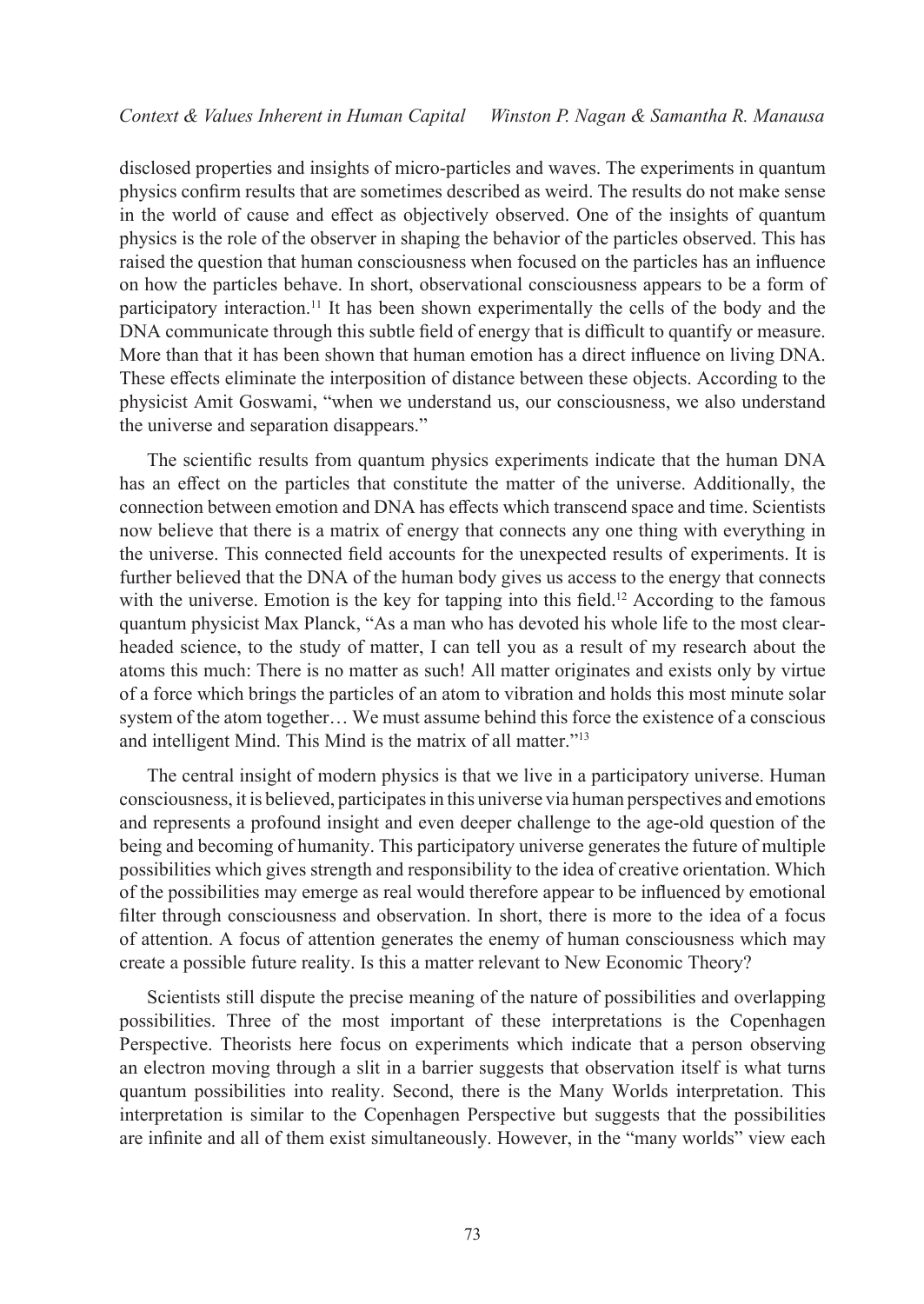disclosed properties and insights of micro-particles and waves. The experiments in quantum physics confirm results that are sometimes described as weird. The results do not make sense in the world of cause and effect as objectively observed. One of the insights of quantum physics is the role of the observer in shaping the behavior of the particles observed. This has raised the question that human consciousness when focused on the particles has an influence on how the particles behave. In short, observational consciousness appears to be a form of participatory interaction.[11] It has been shown experimentally the cells of the body and the DNA communicate through this subtle field of energy that is difficult to quantify or measure. More than that it has been shown that human emotion has a direct influence on living DNA. These effects eliminate the interposition of distance between these objects. According to the physicist Amit Goswami, "when we understand us, our consciousness, we also understand the universe and separation disappears."

The scientific results from quantum physics experiments indicate that the human DNA has an effect on the particles that constitute the matter of the universe. Additionally, the connection between emotion and DNA has effects which transcend space and time. Scientists now believe that there is a matrix of energy that connects any one thing with everything in the universe. This connected field accounts for the unexpected results of experiments. It is further believed that the DNA of the human body gives us access to the energy that connects with the universe. Emotion is the key for tapping into this field.[12] According to the famous quantum physicist Max Planck, "As a man who has devoted his whole life to the most clear-headed science, to the study of matter, I can tell you as a result of my research about the atoms this much: There is no matter as such! All matter originates and exists only by virtue of a force which brings the particles of an atom to vibration and holds this most minute solar system of the atom together… We must assume behind this force the existence of a conscious and intelligent Mind. This Mind is the matrix of all matter."[13]

The central insight of modern physics is that we live in a participatory universe. Human consciousness, it is believed, participates in this universe via human perspectives and emotions and represents a profound insight and even deeper challenge to the age-old question of the being and becoming of humanity. This participatory universe generates the future of multiple possibilities which gives strength and responsibility to the idea of creative orientation. Which of the possibilities may emerge as real would therefore appear to be influenced by emotional filter through consciousness and observation. In short, there is more to the idea of a focus of attention. A focus of attention generates the enemy of human consciousness which may create a possible future reality. Is this a matter relevant to New Economic Theory?

Scientists still dispute the precise meaning of the nature of possibilities and overlapping possibilities. Three of the most important of these interpretations is the Copenhagen Perspective. Theorists here focus on experiments which indicate that a person observing an electron moving through a slit in a barrier suggests that observation itself is what turns quantum possibilities into reality. Second, there is the Many Worlds interpretation. This interpretation is similar to the Copenhagen Perspective but suggests that the possibilities are infinite and all of them exist simultaneously. However, in the "many worlds" view each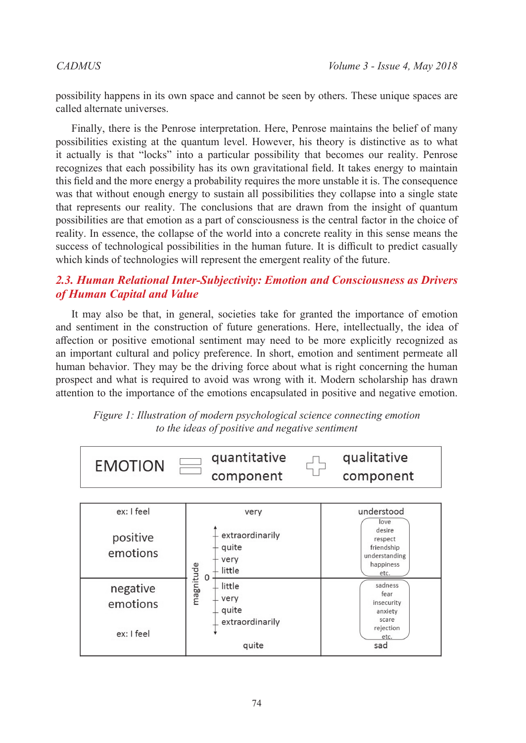possibility happens in its own space and cannot be seen by others. These unique spaces are called alternate universes.

Finally, there is the Penrose interpretation. Here, Penrose maintains the belief of many possibilities existing at the quantum level. However, his theory is distinctive as to what it actually is that "locks" into a particular possibility that becomes our reality. Penrose recognizes that each possibility has its own gravitational field. It takes energy to maintain this field and the more energy a probability requires the more unstable it is. The consequence was that without enough energy to sustain all possibilities they collapse into a single state that represents our reality. The conclusions that are drawn from the insight of quantum possibilities are that emotion as a part of consciousness is the central factor in the choice of reality. In essence, the collapse of the world into a concrete reality in this sense means the success of technological possibilities in the human future. It is difficult to predict casually which kinds of technologies will represent the emergent reality of the future.

### 2.3. Human Relational Inter-Subjectivity: Emotion and Consciousness as Drivers of Human Capital and Value

It may also be that, in general, societies take for granted the importance of emotion and sentiment in the construction of future generations. Here, intellectually, the idea of affection or positive emotional sentiment may need to be more explicitly recognized as an important cultural and policy preference. In short, emotion and sentiment permeate all human behavior. They may be the driving force about what is right concerning the human prospect and what is required to avoid was wrong with it. Modern scholarship has drawn attention to the importance of the emotions encapsulated in positive and negative emotion.

*Figure 1: Illustration of modern psychological science connecting emotion to the ideas of positive and negative sentiment*

EMOTION = quantitative component + qualitative component

| ex: I feel | very | understood |
|---|---|---|
| positive emotions | (magnitude) extraordinarily, quite, very, little | love, desire, respect, friendship, understanding, happiness, etc. |
| | 0 | |
| negative emotions | (magnitude) little, very, quite, extraordinarily | sadness, fear, insecurity, anxiety, scare, rejection, etc. |
| ex: I feel | quite | sad |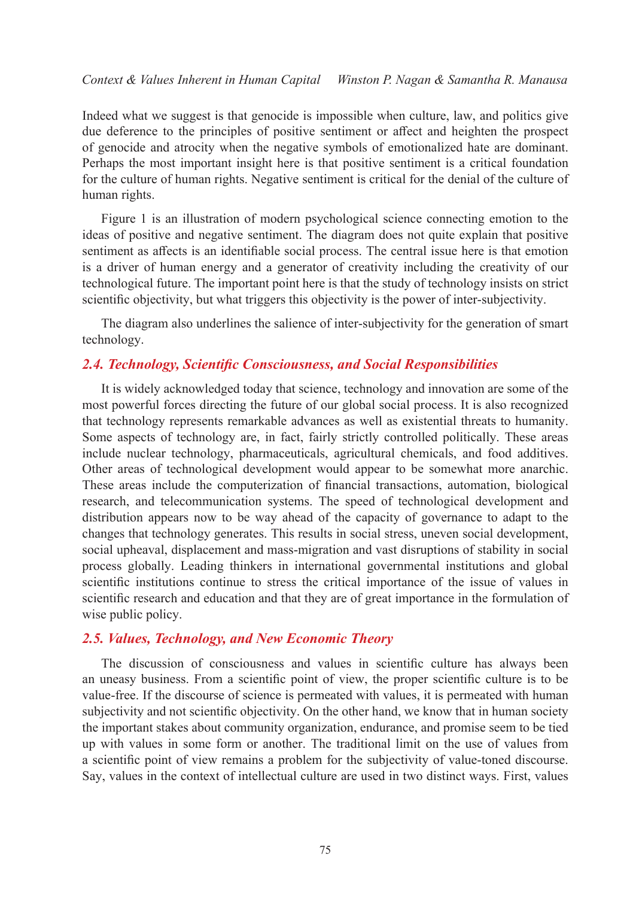Indeed what we suggest is that genocide is impossible when culture, law, and politics give due deference to the principles of positive sentiment or affect and heighten the prospect of genocide and atrocity when the negative symbols of emotionalized hate are dominant. Perhaps the most important insight here is that positive sentiment is a critical foundation for the culture of human rights. Negative sentiment is critical for the denial of the culture of human rights.

Figure 1 is an illustration of modern psychological science connecting emotion to the ideas of positive and negative sentiment. The diagram does not quite explain that positive sentiment as affects is an identifiable social process. The central issue here is that emotion is a driver of human energy and a generator of creativity including the creativity of our technological future. The important point here is that the study of technology insists on strict scientific objectivity, but what triggers this objectivity is the power of inter-subjectivity.

The diagram also underlines the salience of inter-subjectivity for the generation of smart technology.

### *2.4. Technology, Scientific Consciousness, and Social Responsibilities*

It is widely acknowledged today that science, technology and innovation are some of the most powerful forces directing the future of our global social process. It is also recognized that technology represents remarkable advances as well as existential threats to humanity. Some aspects of technology are, in fact, fairly strictly controlled politically. These areas include nuclear technology, pharmaceuticals, agricultural chemicals, and food additives. Other areas of technological development would appear to be somewhat more anarchic. These areas include the computerization of financial transactions, automation, biological research, and telecommunication systems. The speed of technological development and distribution appears now to be way ahead of the capacity of governance to adapt to the changes that technology generates. This results in social stress, uneven social development, social upheaval, displacement and mass-migration and vast disruptions of stability in social process globally. Leading thinkers in international governmental institutions and global scientific institutions continue to stress the critical importance of the issue of values in scientific research and education and that they are of great importance in the formulation of wise public policy.

### *2.5. Values, Technology, and New Economic Theory*

The discussion of consciousness and values in scientific culture has always been an uneasy business. From a scientific point of view, the proper scientific culture is to be value-free. If the discourse of science is permeated with values, it is permeated with human subjectivity and not scientific objectivity. On the other hand, we know that in human society the important stakes about community organization, endurance, and promise seem to be tied up with values in some form or another. The traditional limit on the use of values from a scientific point of view remains a problem for the subjectivity of value-toned discourse. Say, values in the context of intellectual culture are used in two distinct ways. First, values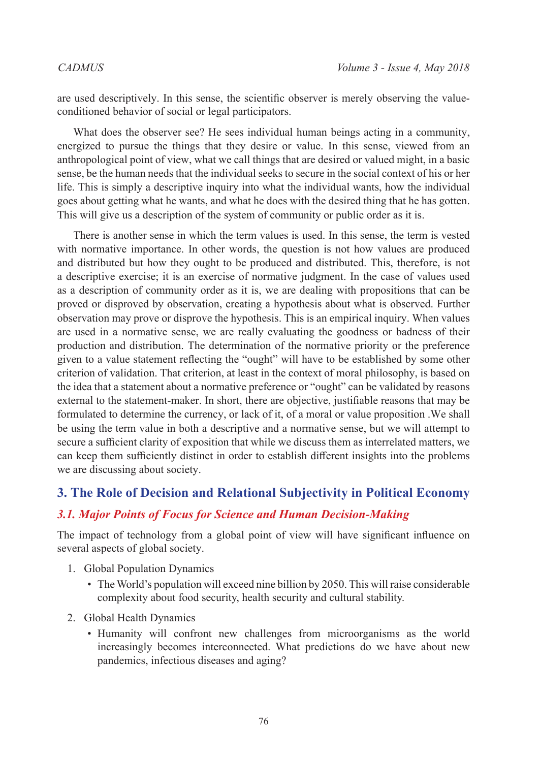are used descriptively. In this sense, the scientific observer is merely observing the value-conditioned behavior of social or legal participators.

What does the observer see? He sees individual human beings acting in a community, energized to pursue the things that they desire or value. In this sense, viewed from an anthropological point of view, what we call things that are desired or valued might, in a basic sense, be the human needs that the individual seeks to secure in the social context of his or her life. This is simply a descriptive inquiry into what the individual wants, how the individual goes about getting what he wants, and what he does with the desired thing that he has gotten. This will give us a description of the system of community or public order as it is.

There is another sense in which the term values is used. In this sense, the term is vested with normative importance. In other words, the question is not how values are produced and distributed but how they ought to be produced and distributed. This, therefore, is not a descriptive exercise; it is an exercise of normative judgment. In the case of values used as a description of community order as it is, we are dealing with propositions that can be proved or disproved by observation, creating a hypothesis about what is observed. Further observation may prove or disprove the hypothesis. This is an empirical inquiry. When values are used in a normative sense, we are really evaluating the goodness or badness of their production and distribution. The determination of the normative priority or the preference given to a value statement reflecting the "ought" will have to be established by some other criterion of validation. That criterion, at least in the context of moral philosophy, is based on the idea that a statement about a normative preference or "ought" can be validated by reasons external to the statement-maker. In short, there are objective, justifiable reasons that may be formulated to determine the currency, or lack of it, of a moral or value proposition .We shall be using the term value in both a descriptive and a normative sense, but we will attempt to secure a sufficient clarity of exposition that while we discuss them as interrelated matters, we can keep them sufficiently distinct in order to establish different insights into the problems we are discussing about society.

## 3. The Role of Decision and Relational Subjectivity in Political Economy

### *3.1. Major Points of Focus for Science and Human Decision-Making*

The impact of technology from a global point of view will have significant influence on several aspects of global society.

1. Global Population Dynamics
   - The World's population will exceed nine billion by 2050. This will raise considerable complexity about food security, health security and cultural stability.
2. Global Health Dynamics
   - Humanity will confront new challenges from microorganisms as the world increasingly becomes interconnected. What predictions do we have about new pandemics, infectious diseases and aging?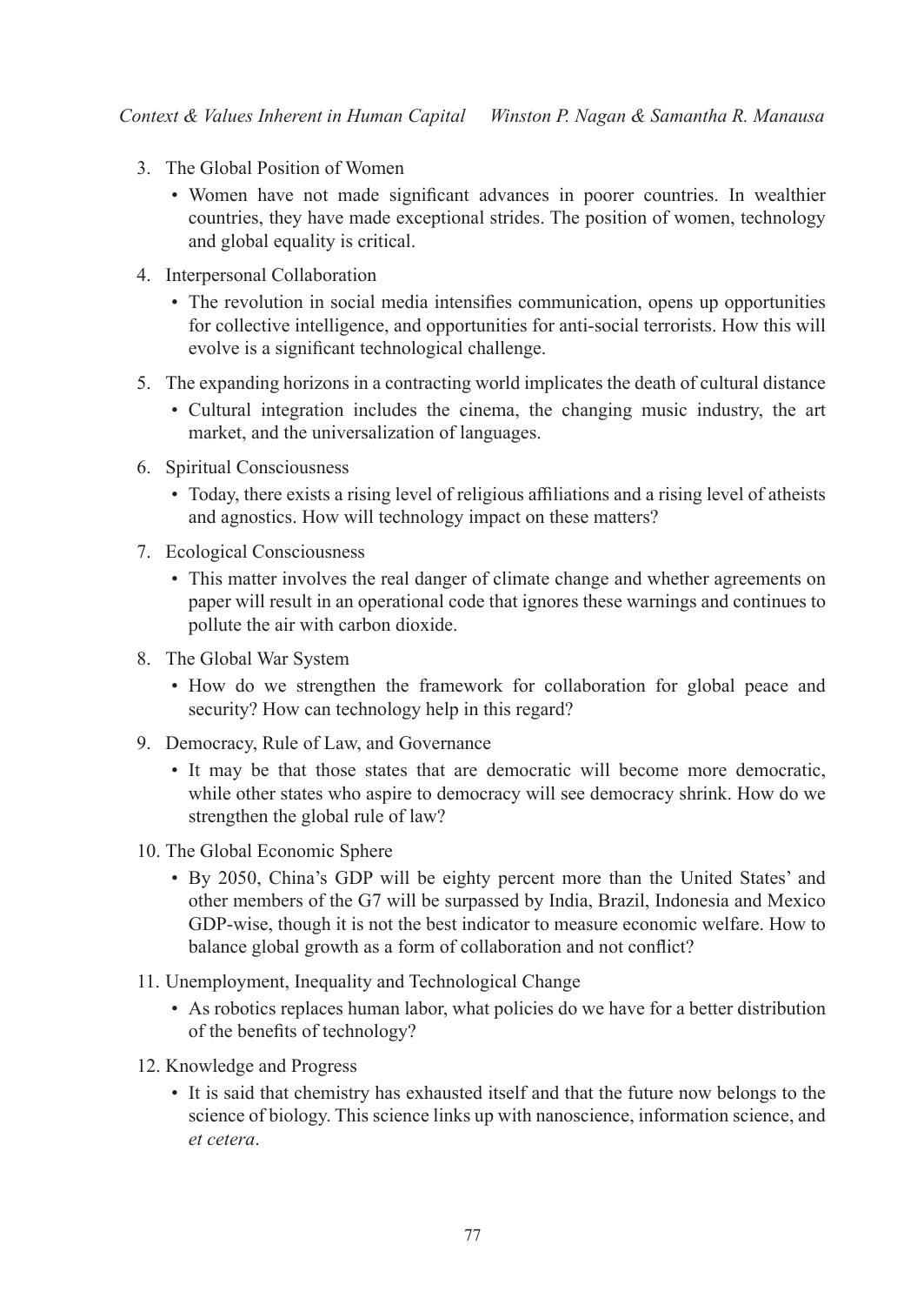3. The Global Position of Women
   - Women have not made significant advances in poorer countries. In wealthier countries, they have made exceptional strides. The position of women, technology and global equality is critical.
4. Interpersonal Collaboration
   - The revolution in social media intensifies communication, opens up opportunities for collective intelligence, and opportunities for anti-social terrorists. How this will evolve is a significant technological challenge.
5. The expanding horizons in a contracting world implicates the death of cultural distance
   - Cultural integration includes the cinema, the changing music industry, the art market, and the universalization of languages.
6. Spiritual Consciousness
   - Today, there exists a rising level of religious affiliations and a rising level of atheists and agnostics. How will technology impact on these matters?
7. Ecological Consciousness
   - This matter involves the real danger of climate change and whether agreements on paper will result in an operational code that ignores these warnings and continues to pollute the air with carbon dioxide.
8. The Global War System
   - How do we strengthen the framework for collaboration for global peace and security? How can technology help in this regard?
9. Democracy, Rule of Law, and Governance
   - It may be that those states that are democratic will become more democratic, while other states who aspire to democracy will see democracy shrink. How do we strengthen the global rule of law?
10. The Global Economic Sphere
    - By 2050, China's GDP will be eighty percent more than the United States' and other members of the G7 will be surpassed by India, Brazil, Indonesia and Mexico GDP-wise, though it is not the best indicator to measure economic welfare. How to balance global growth as a form of collaboration and not conflict?
11. Unemployment, Inequality and Technological Change
    - As robotics replaces human labor, what policies do we have for a better distribution of the benefits of technology?
12. Knowledge and Progress
    - It is said that chemistry has exhausted itself and that the future now belongs to the science of biology. This science links up with nanoscience, information science, and *et cetera*.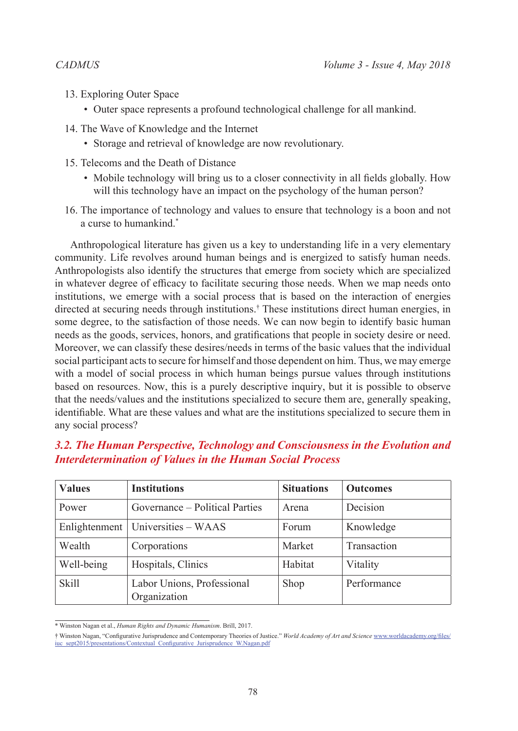13. Exploring Outer Space
    - Outer space represents a profound technological challenge for all mankind.
14. The Wave of Knowledge and the Internet
    - Storage and retrieval of knowledge are now revolutionary.
15. Telecoms and the Death of Distance
    - Mobile technology will bring us to a closer connectivity in all fields globally. How will this technology have an impact on the psychology of the human person?
16. The importance of technology and values to ensure that technology is a boon and not a curse to humankind.*

Anthropological literature has given us a key to understanding life in a very elementary community. Life revolves around human beings and is energized to satisfy human needs. Anthropologists also identify the structures that emerge from society which are specialized in whatever degree of efficacy to facilitate securing those needs. When we map needs onto institutions, we emerge with a social process that is based on the interaction of energies directed at securing needs through institutions.† These institutions direct human energies, in some degree, to the satisfaction of those needs. We can now begin to identify basic human needs as the goods, services, honors, and gratifications that people in society desire or need. Moreover, we can classify these desires/needs in terms of the basic values that the individual social participant acts to secure for himself and those dependent on him. Thus, we may emerge with a model of social process in which human beings pursue values through institutions based on resources. Now, this is a purely descriptive inquiry, but it is possible to observe that the needs/values and the institutions specialized to secure them are, generally speaking, identifiable. What are these values and what are the institutions specialized to secure them in any social process?

### *3.2. The Human Perspective, Technology and Consciousness in the Evolution and Interdetermination of Values in the Human Social Process*

| Values | Institutions | Situations | Outcomes |
|---|---|---|---|
| Power | Governance – Political Parties | Arena | Decision |
| Enlightenment | Universities – WAAS | Forum | Knowledge |
| Wealth | Corporations | Market | Transaction |
| Well-being | Hospitals, Clinics | Habitat | Vitality |
| Skill | Labor Unions, Professional Organization | Shop | Performance |

\* Winston Nagan et al., *Human Rights and Dynamic Humanism*. Brill, 2017.

† Winston Nagan, "Configurative Jurisprudence and Contemporary Theories of Justice." *World Academy of Art and Science* www.worldacademy.org/files/iuc_sept2015/presentations/Contextual_Configurative_Jurisprudence_W.Nagan.pdf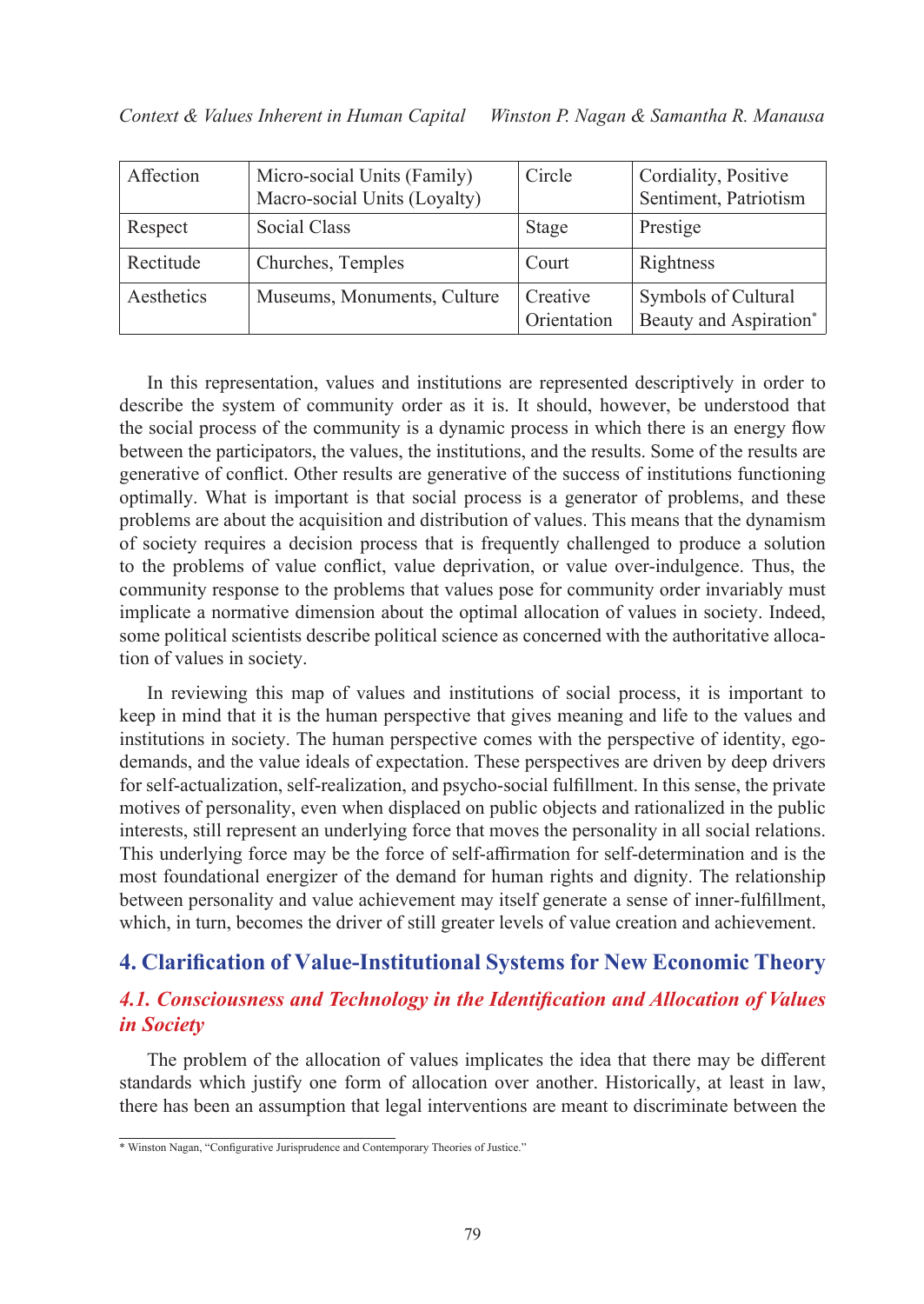| Affection | Micro-social Units (Family) Macro-social Units (Loyalty) | Circle | Cordiality, Positive Sentiment, Patriotism |
|---|---|---|---|
| Respect | Social Class | Stage | Prestige |
| Rectitude | Churches, Temples | Court | Rightness |
| Aesthetics | Museums, Monuments, Culture | Creative Orientation | Symbols of Cultural Beauty and Aspiration* |

In this representation, values and institutions are represented descriptively in order to describe the system of community order as it is. It should, however, be understood that the social process of the community is a dynamic process in which there is an energy flow between the participators, the values, the institutions, and the results. Some of the results are generative of conflict. Other results are generative of the success of institutions functioning optimally. What is important is that social process is a generator of problems, and these problems are about the acquisition and distribution of values. This means that the dynamism of society requires a decision process that is frequently challenged to produce a solution to the problems of value conflict, value deprivation, or value over-indulgence. Thus, the community response to the problems that values pose for community order invariably must implicate a normative dimension about the optimal allocation of values in society. Indeed, some political scientists describe political science as concerned with the authoritative allocation of values in society.

In reviewing this map of values and institutions of social process, it is important to keep in mind that it is the human perspective that gives meaning and life to the values and institutions in society. The human perspective comes with the perspective of identity, ego-demands, and the value ideals of expectation. These perspectives are driven by deep drivers for self-actualization, self-realization, and psycho-social fulfillment. In this sense, the private motives of personality, even when displaced on public objects and rationalized in the public interests, still represent an underlying force that moves the personality in all social relations. This underlying force may be the force of self-affirmation for self-determination and is the most foundational energizer of the demand for human rights and dignity. The relationship between personality and value achievement may itself generate a sense of inner-fulfillment, which, in turn, becomes the driver of still greater levels of value creation and achievement.

## 4. Clarification of Value-Institutional Systems for New Economic Theory

### *4.1. Consciousness and Technology in the Identification and Allocation of Values in Society*

The problem of the allocation of values implicates the idea that there may be different standards which justify one form of allocation over another. Historically, at least in law, there has been an assumption that legal interventions are meant to discriminate between the

* Winston Nagan, "Configurative Jurisprudence and Contemporary Theories of Justice."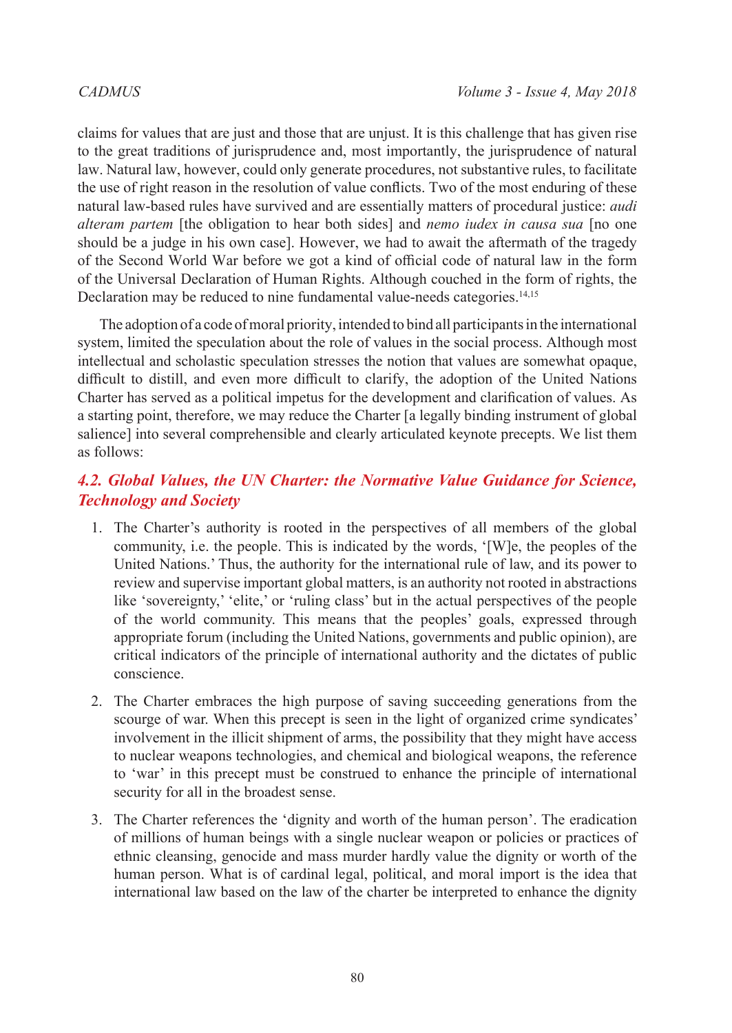claims for values that are just and those that are unjust. It is this challenge that has given rise to the great traditions of jurisprudence and, most importantly, the jurisprudence of natural law. Natural law, however, could only generate procedures, not substantive rules, to facilitate the use of right reason in the resolution of value conflicts. Two of the most enduring of these natural law-based rules have survived and are essentially matters of procedural justice: *audi alteram partem* [the obligation to hear both sides] and *nemo iudex in causa sua* [no one should be a judge in his own case]. However, we had to await the aftermath of the tragedy of the Second World War before we got a kind of official code of natural law in the form of the Universal Declaration of Human Rights. Although couched in the form of rights, the Declaration may be reduced to nine fundamental value-needs categories.[14,15]

The adoption of a code of moral priority, intended to bind all participants in the international system, limited the speculation about the role of values in the social process. Although most intellectual and scholastic speculation stresses the notion that values are somewhat opaque, difficult to distill, and even more difficult to clarify, the adoption of the United Nations Charter has served as a political impetus for the development and clarification of values. As a starting point, therefore, we may reduce the Charter [a legally binding instrument of global salience] into several comprehensible and clearly articulated keynote precepts. We list them as follows:

### *4.2. Global Values, the UN Charter: the Normative Value Guidance for Science, Technology and Society*

1. The Charter's authority is rooted in the perspectives of all members of the global community, i.e. the people. This is indicated by the words, '[W]e, the peoples of the United Nations.' Thus, the authority for the international rule of law, and its power to review and supervise important global matters, is an authority not rooted in abstractions like 'sovereignty,' 'elite,' or 'ruling class' but in the actual perspectives of the people of the world community. This means that the peoples' goals, expressed through appropriate forum (including the United Nations, governments and public opinion), are critical indicators of the principle of international authority and the dictates of public conscience.

2. The Charter embraces the high purpose of saving succeeding generations from the scourge of war. When this precept is seen in the light of organized crime syndicates' involvement in the illicit shipment of arms, the possibility that they might have access to nuclear weapons technologies, and chemical and biological weapons, the reference to 'war' in this precept must be construed to enhance the principle of international security for all in the broadest sense.

3. The Charter references the 'dignity and worth of the human person'. The eradication of millions of human beings with a single nuclear weapon or policies or practices of ethnic cleansing, genocide and mass murder hardly value the dignity or worth of the human person. What is of cardinal legal, political, and moral import is the idea that international law based on the law of the charter be interpreted to enhance the dignity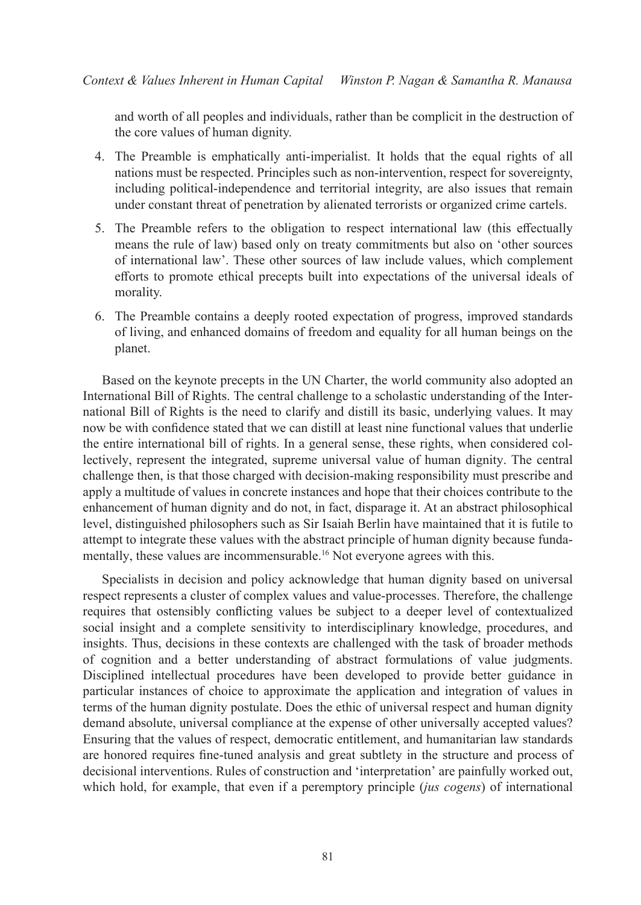and worth of all peoples and individuals, rather than be complicit in the destruction of the core values of human dignity.

4. The Preamble is emphatically anti-imperialist. It holds that the equal rights of all nations must be respected. Principles such as non-intervention, respect for sovereignty, including political-independence and territorial integrity, are also issues that remain under constant threat of penetration by alienated terrorists or organized crime cartels.
5. The Preamble refers to the obligation to respect international law (this effectually means the rule of law) based only on treaty commitments but also on 'other sources of international law'. These other sources of law include values, which complement efforts to promote ethical precepts built into expectations of the universal ideals of morality.
6. The Preamble contains a deeply rooted expectation of progress, improved standards of living, and enhanced domains of freedom and equality for all human beings on the planet.

Based on the keynote precepts in the UN Charter, the world community also adopted an International Bill of Rights. The central challenge to a scholastic understanding of the International Bill of Rights is the need to clarify and distill its basic, underlying values. It may now be with confidence stated that we can distill at least nine functional values that underlie the entire international bill of rights. In a general sense, these rights, when considered collectively, represent the integrated, supreme universal value of human dignity. The central challenge then, is that those charged with decision-making responsibility must prescribe and apply a multitude of values in concrete instances and hope that their choices contribute to the enhancement of human dignity and do not, in fact, disparage it. At an abstract philosophical level, distinguished philosophers such as Sir Isaiah Berlin have maintained that it is futile to attempt to integrate these values with the abstract principle of human dignity because fundamentally, these values are incommensurable.[16] Not everyone agrees with this.

Specialists in decision and policy acknowledge that human dignity based on universal respect represents a cluster of complex values and value-processes. Therefore, the challenge requires that ostensibly conflicting values be subject to a deeper level of contextualized social insight and a complete sensitivity to interdisciplinary knowledge, procedures, and insights. Thus, decisions in these contexts are challenged with the task of broader methods of cognition and a better understanding of abstract formulations of value judgments. Disciplined intellectual procedures have been developed to provide better guidance in particular instances of choice to approximate the application and integration of values in terms of the human dignity postulate. Does the ethic of universal respect and human dignity demand absolute, universal compliance at the expense of other universally accepted values? Ensuring that the values of respect, democratic entitlement, and humanitarian law standards are honored requires fine-tuned analysis and great subtlety in the structure and process of decisional interventions. Rules of construction and 'interpretation' are painfully worked out, which hold, for example, that even if a peremptory principle (*jus cogens*) of international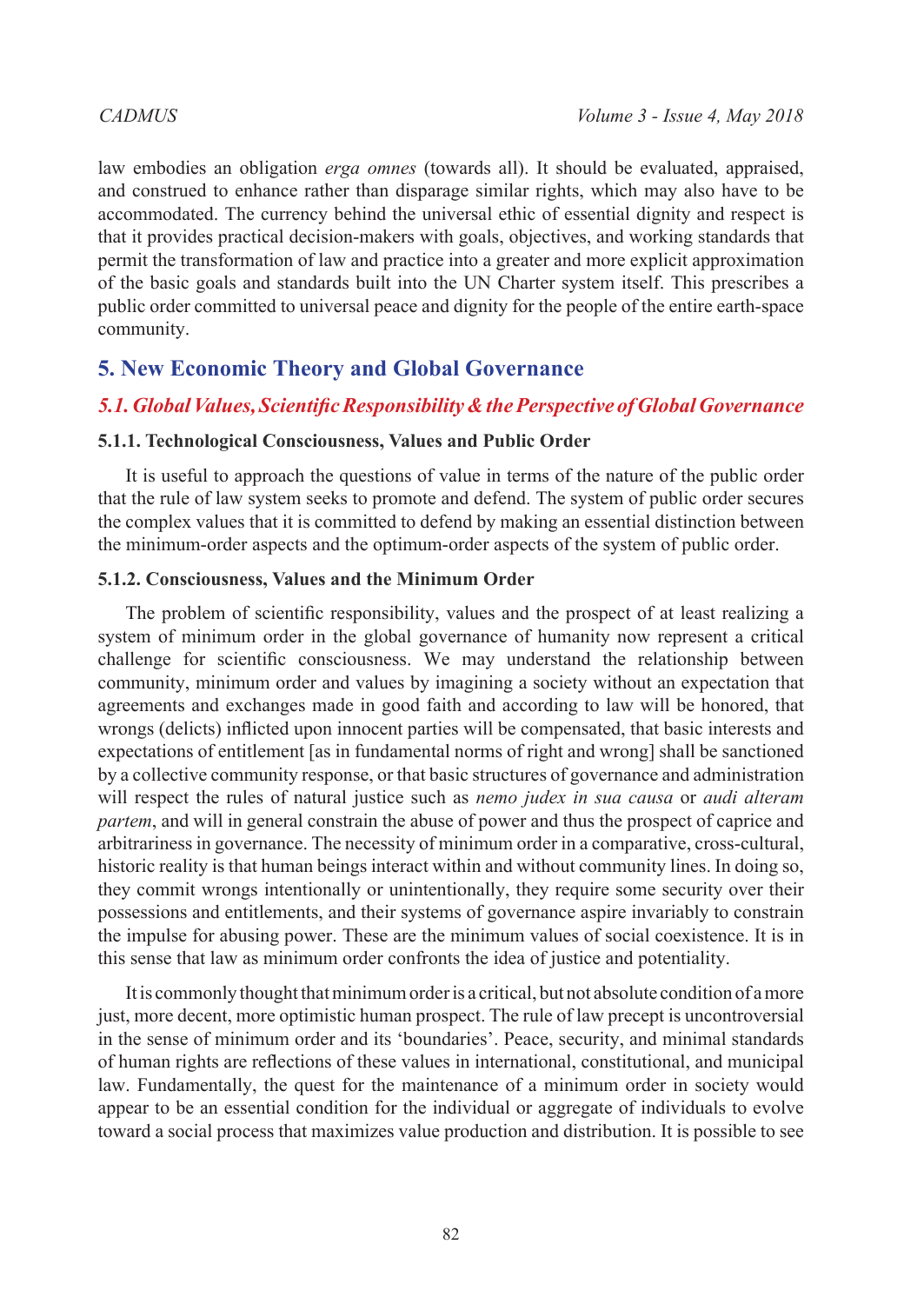law embodies an obligation *erga omnes* (towards all). It should be evaluated, appraised, and construed to enhance rather than disparage similar rights, which may also have to be accommodated. The currency behind the universal ethic of essential dignity and respect is that it provides practical decision-makers with goals, objectives, and working standards that permit the transformation of law and practice into a greater and more explicit approximation of the basic goals and standards built into the UN Charter system itself. This prescribes a public order committed to universal peace and dignity for the people of the entire earth-space community.

## 5. New Economic Theory and Global Governance

### *5.1. Global Values, Scientific Responsibility & the Perspective of Global Governance*

#### 5.1.1. Technological Consciousness, Values and Public Order

It is useful to approach the questions of value in terms of the nature of the public order that the rule of law system seeks to promote and defend. The system of public order secures the complex values that it is committed to defend by making an essential distinction between the minimum-order aspects and the optimum-order aspects of the system of public order.

#### 5.1.2. Consciousness, Values and the Minimum Order

The problem of scientific responsibility, values and the prospect of at least realizing a system of minimum order in the global governance of humanity now represent a critical challenge for scientific consciousness. We may understand the relationship between community, minimum order and values by imagining a society without an expectation that agreements and exchanges made in good faith and according to law will be honored, that wrongs (delicts) inflicted upon innocent parties will be compensated, that basic interests and expectations of entitlement [as in fundamental norms of right and wrong] shall be sanctioned by a collective community response, or that basic structures of governance and administration will respect the rules of natural justice such as *nemo judex in sua causa* or *audi alteram partem*, and will in general constrain the abuse of power and thus the prospect of caprice and arbitrariness in governance. The necessity of minimum order in a comparative, cross-cultural, historic reality is that human beings interact within and without community lines. In doing so, they commit wrongs intentionally or unintentionally, they require some security over their possessions and entitlements, and their systems of governance aspire invariably to constrain the impulse for abusing power. These are the minimum values of social coexistence. It is in this sense that law as minimum order confronts the idea of justice and potentiality.

It is commonly thought that minimum order is a critical, but not absolute condition of a more just, more decent, more optimistic human prospect. The rule of law precept is uncontroversial in the sense of minimum order and its 'boundaries'. Peace, security, and minimal standards of human rights are reflections of these values in international, constitutional, and municipal law. Fundamentally, the quest for the maintenance of a minimum order in society would appear to be an essential condition for the individual or aggregate of individuals to evolve toward a social process that maximizes value production and distribution. It is possible to see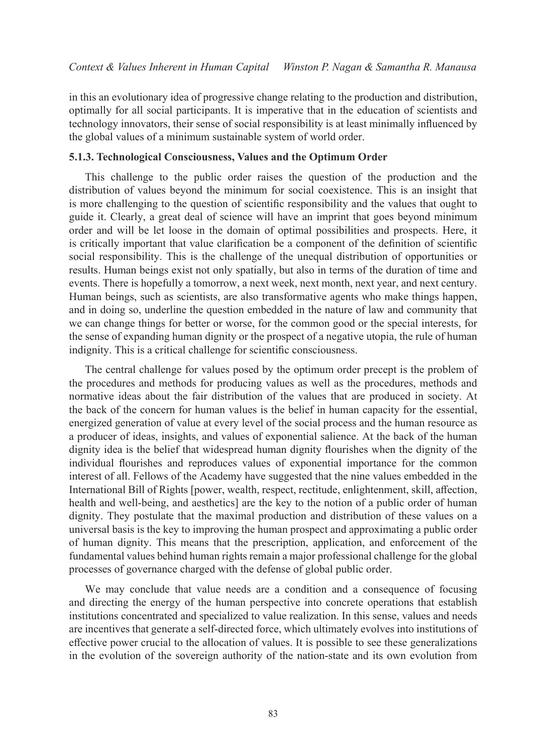in this an evolutionary idea of progressive change relating to the production and distribution, optimally for all social participants. It is imperative that in the education of scientists and technology innovators, their sense of social responsibility is at least minimally influenced by the global values of a minimum sustainable system of world order.

### 5.1.3. Technological Consciousness, Values and the Optimum Order

This challenge to the public order raises the question of the production and the distribution of values beyond the minimum for social coexistence. This is an insight that is more challenging to the question of scientific responsibility and the values that ought to guide it. Clearly, a great deal of science will have an imprint that goes beyond minimum order and will be let loose in the domain of optimal possibilities and prospects. Here, it is critically important that value clarification be a component of the definition of scientific social responsibility. This is the challenge of the unequal distribution of opportunities or results. Human beings exist not only spatially, but also in terms of the duration of time and events. There is hopefully a tomorrow, a next week, next month, next year, and next century. Human beings, such as scientists, are also transformative agents who make things happen, and in doing so, underline the question embedded in the nature of law and community that we can change things for better or worse, for the common good or the special interests, for the sense of expanding human dignity or the prospect of a negative utopia, the rule of human indignity. This is a critical challenge for scientific consciousness.

The central challenge for values posed by the optimum order precept is the problem of the procedures and methods for producing values as well as the procedures, methods and normative ideas about the fair distribution of the values that are produced in society. At the back of the concern for human values is the belief in human capacity for the essential, energized generation of value at every level of the social process and the human resource as a producer of ideas, insights, and values of exponential salience. At the back of the human dignity idea is the belief that widespread human dignity flourishes when the dignity of the individual flourishes and reproduces values of exponential importance for the common interest of all. Fellows of the Academy have suggested that the nine values embedded in the International Bill of Rights [power, wealth, respect, rectitude, enlightenment, skill, affection, health and well-being, and aesthetics] are the key to the notion of a public order of human dignity. They postulate that the maximal production and distribution of these values on a universal basis is the key to improving the human prospect and approximating a public order of human dignity. This means that the prescription, application, and enforcement of the fundamental values behind human rights remain a major professional challenge for the global processes of governance charged with the defense of global public order.

We may conclude that value needs are a condition and a consequence of focusing and directing the energy of the human perspective into concrete operations that establish institutions concentrated and specialized to value realization. In this sense, values and needs are incentives that generate a self-directed force, which ultimately evolves into institutions of effective power crucial to the allocation of values. It is possible to see these generalizations in the evolution of the sovereign authority of the nation-state and its own evolution from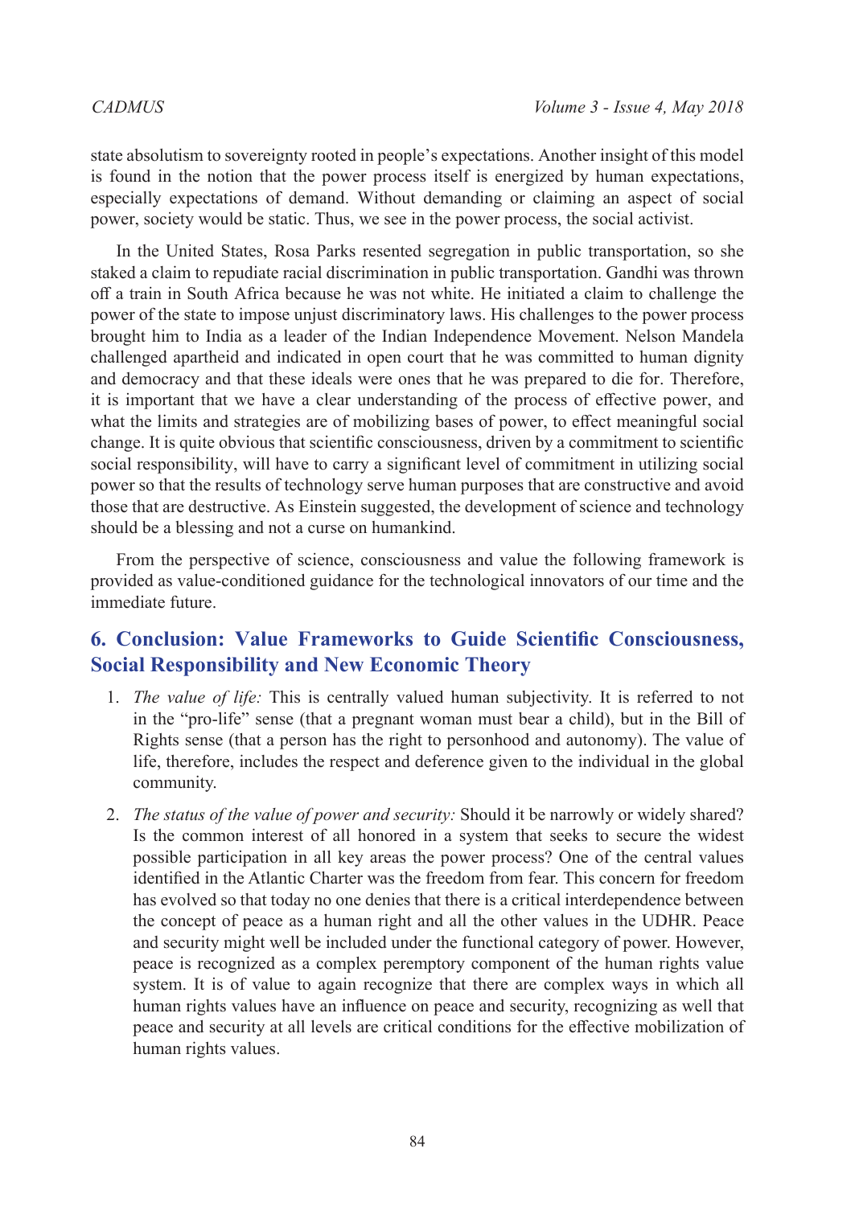state absolutism to sovereignty rooted in people's expectations. Another insight of this model is found in the notion that the power process itself is energized by human expectations, especially expectations of demand. Without demanding or claiming an aspect of social power, society would be static. Thus, we see in the power process, the social activist.

In the United States, Rosa Parks resented segregation in public transportation, so she staked a claim to repudiate racial discrimination in public transportation. Gandhi was thrown off a train in South Africa because he was not white. He initiated a claim to challenge the power of the state to impose unjust discriminatory laws. His challenges to the power process brought him to India as a leader of the Indian Independence Movement. Nelson Mandela challenged apartheid and indicated in open court that he was committed to human dignity and democracy and that these ideals were ones that he was prepared to die for. Therefore, it is important that we have a clear understanding of the process of effective power, and what the limits and strategies are of mobilizing bases of power, to effect meaningful social change. It is quite obvious that scientific consciousness, driven by a commitment to scientific social responsibility, will have to carry a significant level of commitment in utilizing social power so that the results of technology serve human purposes that are constructive and avoid those that are destructive. As Einstein suggested, the development of science and technology should be a blessing and not a curse on humankind.

From the perspective of science, consciousness and value the following framework is provided as value-conditioned guidance for the technological innovators of our time and the immediate future.

## 6. Conclusion: Value Frameworks to Guide Scientific Consciousness, Social Responsibility and New Economic Theory

1. *The value of life:* This is centrally valued human subjectivity. It is referred to not in the "pro-life" sense (that a pregnant woman must bear a child), but in the Bill of Rights sense (that a person has the right to personhood and autonomy). The value of life, therefore, includes the respect and deference given to the individual in the global community.

2. *The status of the value of power and security:* Should it be narrowly or widely shared? Is the common interest of all honored in a system that seeks to secure the widest possible participation in all key areas the power process? One of the central values identified in the Atlantic Charter was the freedom from fear. This concern for freedom has evolved so that today no one denies that there is a critical interdependence between the concept of peace as a human right and all the other values in the UDHR. Peace and security might well be included under the functional category of power. However, peace is recognized as a complex peremptory component of the human rights value system. It is of value to again recognize that there are complex ways in which all human rights values have an influence on peace and security, recognizing as well that peace and security at all levels are critical conditions for the effective mobilization of human rights values.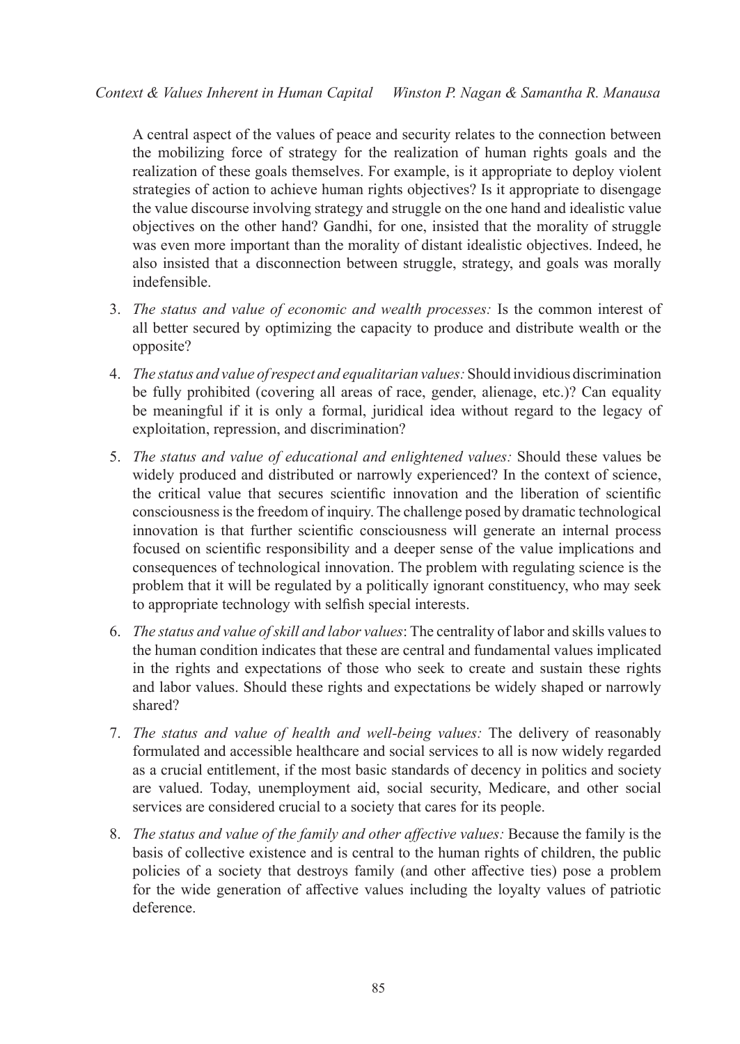A central aspect of the values of peace and security relates to the connection between the mobilizing force of strategy for the realization of human rights goals and the realization of these goals themselves. For example, is it appropriate to deploy violent strategies of action to achieve human rights objectives? Is it appropriate to disengage the value discourse involving strategy and struggle on the one hand and idealistic value objectives on the other hand? Gandhi, for one, insisted that the morality of struggle was even more important than the morality of distant idealistic objectives. Indeed, he also insisted that a disconnection between struggle, strategy, and goals was morally indefensible.

3. *The status and value of economic and wealth processes:* Is the common interest of all better secured by optimizing the capacity to produce and distribute wealth or the opposite?

4. *The status and value of respect and equalitarian values:* Should invidious discrimination be fully prohibited (covering all areas of race, gender, alienage, etc.)? Can equality be meaningful if it is only a formal, juridical idea without regard to the legacy of exploitation, repression, and discrimination?

5. *The status and value of educational and enlightened values:* Should these values be widely produced and distributed or narrowly experienced? In the context of science, the critical value that secures scientific innovation and the liberation of scientific consciousness is the freedom of inquiry. The challenge posed by dramatic technological innovation is that further scientific consciousness will generate an internal process focused on scientific responsibility and a deeper sense of the value implications and consequences of technological innovation. The problem with regulating science is the problem that it will be regulated by a politically ignorant constituency, who may seek to appropriate technology with selfish special interests.

6. *The status and value of skill and labor values*: The centrality of labor and skills values to the human condition indicates that these are central and fundamental values implicated in the rights and expectations of those who seek to create and sustain these rights and labor values. Should these rights and expectations be widely shaped or narrowly shared?

7. *The status and value of health and well-being values:* The delivery of reasonably formulated and accessible healthcare and social services to all is now widely regarded as a crucial entitlement, if the most basic standards of decency in politics and society are valued. Today, unemployment aid, social security, Medicare, and other social services are considered crucial to a society that cares for its people.

8. *The status and value of the family and other affective values:* Because the family is the basis of collective existence and is central to the human rights of children, the public policies of a society that destroys family (and other affective ties) pose a problem for the wide generation of affective values including the loyalty values of patriotic deference.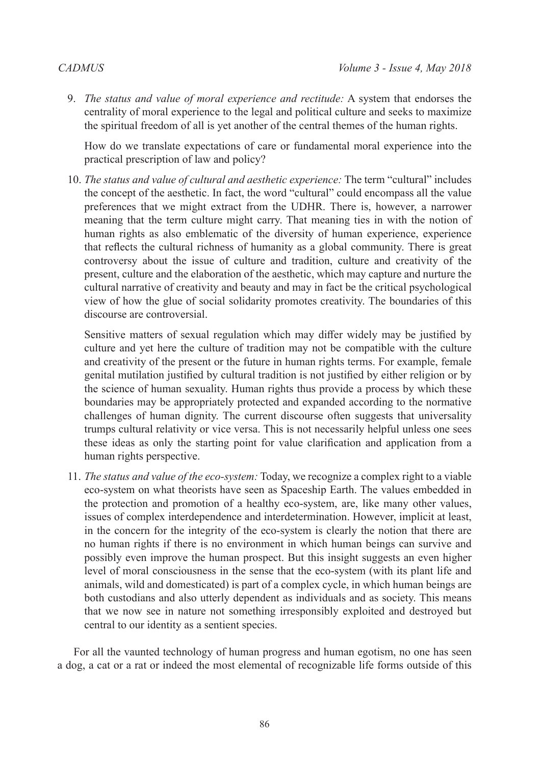9. *The status and value of moral experience and rectitude:* A system that endorses the centrality of moral experience to the legal and political culture and seeks to maximize the spiritual freedom of all is yet another of the central themes of the human rights.

   How do we translate expectations of care or fundamental moral experience into the practical prescription of law and policy?

10. *The status and value of cultural and aesthetic experience:* The term "cultural" includes the concept of the aesthetic. In fact, the word "cultural" could encompass all the value preferences that we might extract from the UDHR. There is, however, a narrower meaning that the term culture might carry. That meaning ties in with the notion of human rights as also emblematic of the diversity of human experience, experience that reflects the cultural richness of humanity as a global community. There is great controversy about the issue of culture and tradition, culture and creativity of the present, culture and the elaboration of the aesthetic, which may capture and nurture the cultural narrative of creativity and beauty and may in fact be the critical psychological view of how the glue of social solidarity promotes creativity. The boundaries of this discourse are controversial.

    Sensitive matters of sexual regulation which may differ widely may be justified by culture and yet here the culture of tradition may not be compatible with the culture and creativity of the present or the future in human rights terms. For example, female genital mutilation justified by cultural tradition is not justified by either religion or by the science of human sexuality. Human rights thus provide a process by which these boundaries may be appropriately protected and expanded according to the normative challenges of human dignity. The current discourse often suggests that universality trumps cultural relativity or vice versa. This is not necessarily helpful unless one sees these ideas as only the starting point for value clarification and application from a human rights perspective.

11. *The status and value of the eco-system:* Today, we recognize a complex right to a viable eco-system on what theorists have seen as Spaceship Earth. The values embedded in the protection and promotion of a healthy eco-system, are, like many other values, issues of complex interdependence and interdetermination. However, implicit at least, in the concern for the integrity of the eco-system is clearly the notion that there are no human rights if there is no environment in which human beings can survive and possibly even improve the human prospect. But this insight suggests an even higher level of moral consciousness in the sense that the eco-system (with its plant life and animals, wild and domesticated) is part of a complex cycle, in which human beings are both custodians and also utterly dependent as individuals and as society. This means that we now see in nature not something irresponsibly exploited and destroyed but central to our identity as a sentient species.

For all the vaunted technology of human progress and human egotism, no one has seen a dog, a cat or a rat or indeed the most elemental of recognizable life forms outside of this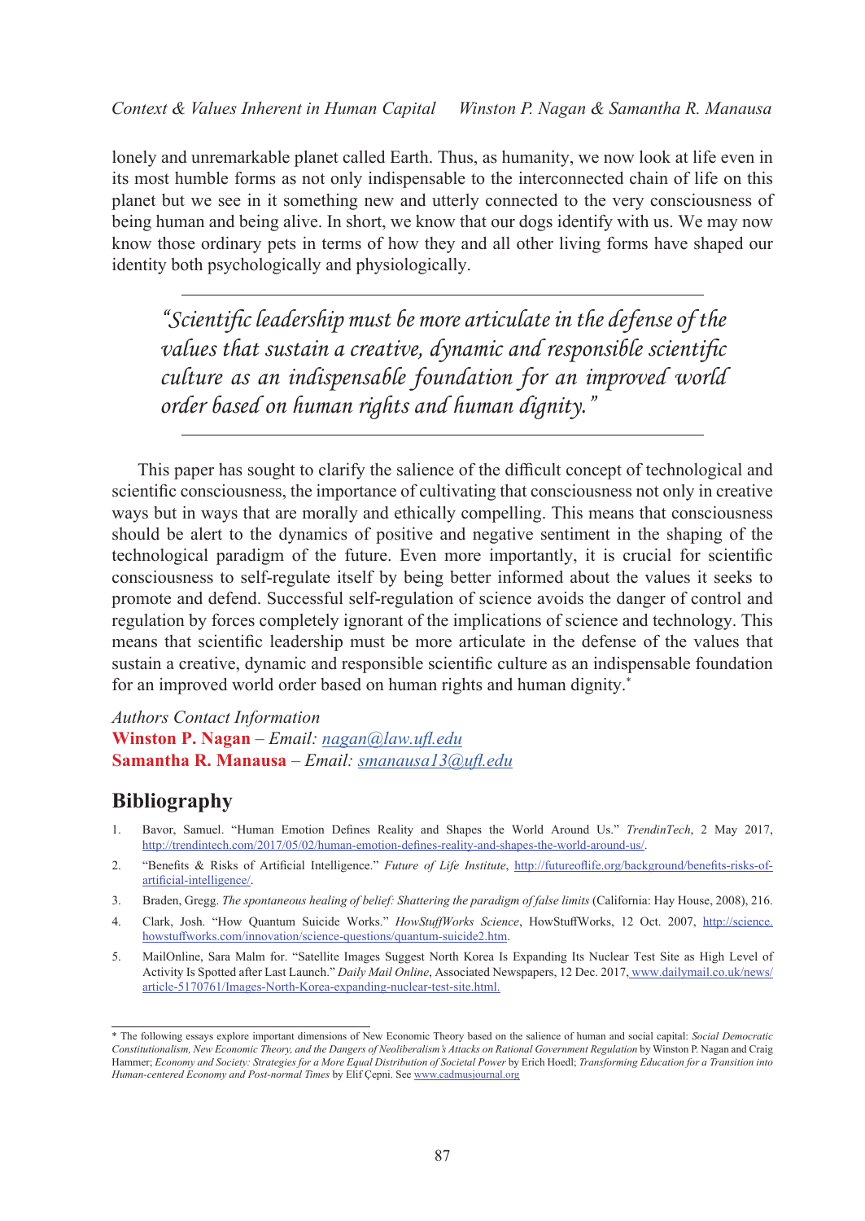lonely and unremarkable planet called Earth. Thus, as humanity, we now look at life even in its most humble forms as not only indispensable to the interconnected chain of life on this planet but we see in it something new and utterly connected to the very consciousness of being human and being alive. In short, we know that our dogs identify with us. We may now know those ordinary pets in terms of how they and all other living forms have shaped our identity both psychologically and physiologically.

---

> *"Scientific leadership must be more articulate in the defense of the values that sustain a creative, dynamic and responsible scientific culture as an indispensable foundation for an improved world order based on human rights and human dignity."*

---

This paper has sought to clarify the salience of the difficult concept of technological and scientific consciousness, the importance of cultivating that consciousness not only in creative ways but in ways that are morally and ethically compelling. This means that consciousness should be alert to the dynamics of positive and negative sentiment in the shaping of the technological paradigm of the future. Even more importantly, it is crucial for scientific consciousness to self-regulate itself by being better informed about the values it seeks to promote and defend. Successful self-regulation of science avoids the danger of control and regulation by forces completely ignorant of the implications of science and technology. This means that scientific leadership must be more articulate in the defense of the values that sustain a creative, dynamic and responsible scientific culture as an indispensable foundation for an improved world order based on human rights and human dignity.*

*Authors Contact Information*
**Winston P. Nagan** – *Email: nagan@law.ufl.edu*
**Samantha R. Manausa** – *Email: smanausa13@ufl.edu*

## Bibliography

1. Bavor, Samuel. "Human Emotion Defines Reality and Shapes the World Around Us." *TrendinTech*, 2 May 2017, http://trendintech.com/2017/05/02/human-emotion-defines-reality-and-shapes-the-world-around-us/.
2. "Benefits & Risks of Artificial Intelligence." *Future of Life Institute*, http://futureoflife.org/background/benefits-risks-of-artificial-intelligence/.
3. Braden, Gregg. *The spontaneous healing of belief: Shattering the paradigm of false limits* (California: Hay House, 2008), 216.
4. Clark, Josh. "How Quantum Suicide Works." *HowStuffWorks Science*, HowStuffWorks, 12 Oct. 2007, http://science.howstuffworks.com/innovation/science-questions/quantum-suicide2.htm.
5. MailOnline, Sara Malm for. "Satellite Images Suggest North Korea Is Expanding Its Nuclear Test Site as High Level of Activity Is Spotted after Last Launch." *Daily Mail Online*, Associated Newspapers, 12 Dec. 2017, www.dailymail.co.uk/news/article-5170761/Images-North-Korea-expanding-nuclear-test-site.html.

---

* The following essays explore important dimensions of New Economic Theory based on the salience of human and social capital: *Social Democratic Constitutionalism, New Economic Theory, and the Dangers of Neoliberalism's Attacks on Rational Government Regulation* by Winston P. Nagan and Craig Hammer; *Economy and Society: Strategies for a More Equal Distribution of Societal Power* by Erich Hoedl; *Transforming Education for a Transition into Human-centered Economy and Post-normal Times* by Elif Çepni. See www.cadmusjournal.org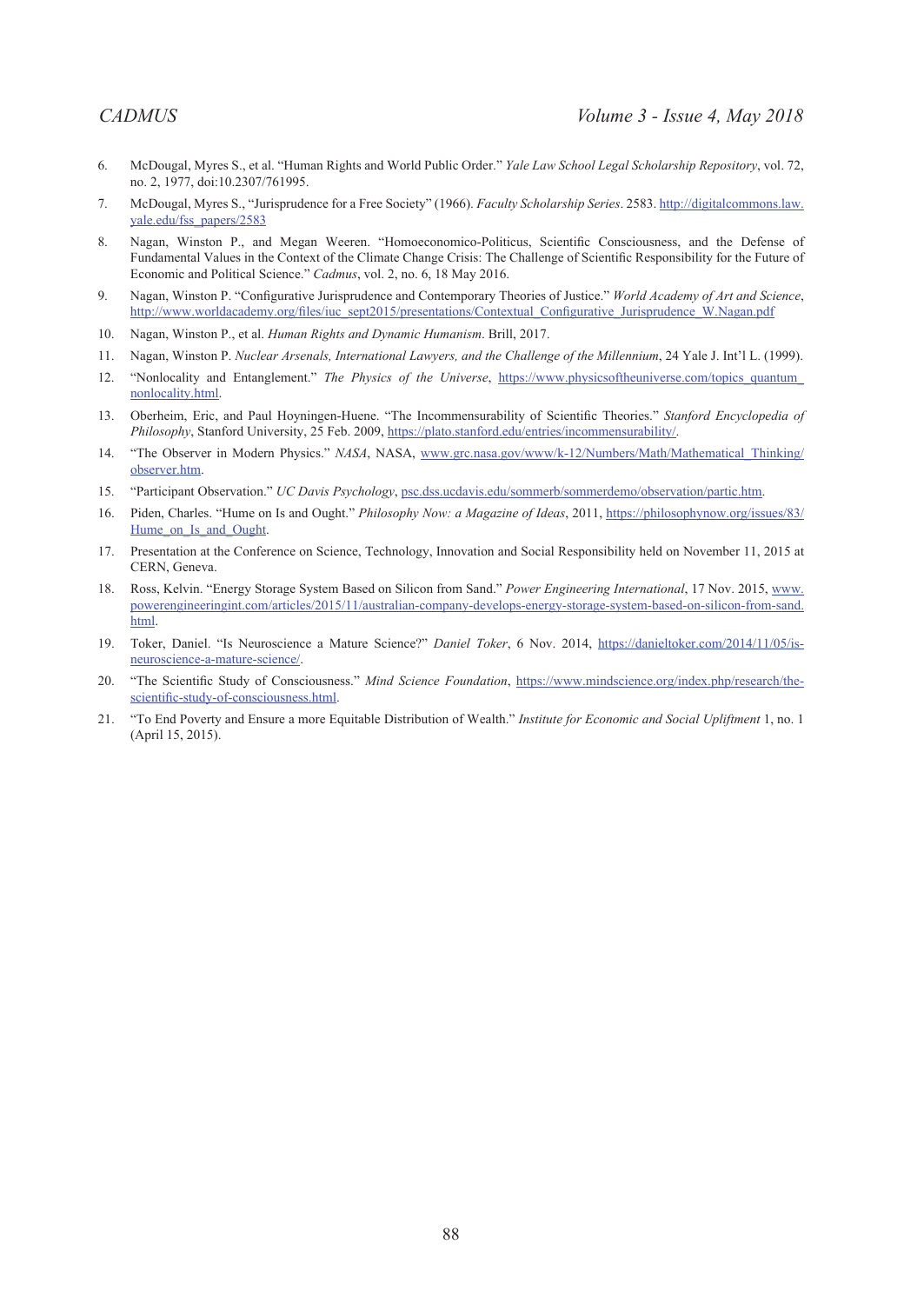6. McDougal, Myres S., et al. "Human Rights and World Public Order." *Yale Law School Legal Scholarship Repository*, vol. 72, no. 2, 1977, doi:10.2307/761995.
7. McDougal, Myres S., "Jurisprudence for a Free Society" (1966). *Faculty Scholarship Series*. 2583. http://digitalcommons.law.yale.edu/fss_papers/2583
8. Nagan, Winston P., and Megan Weeren. "Homoeconomico-Politicus, Scientific Consciousness, and the Defense of Fundamental Values in the Context of the Climate Change Crisis: The Challenge of Scientific Responsibility for the Future of Economic and Political Science." *Cadmus*, vol. 2, no. 6, 18 May 2016.
9. Nagan, Winston P. "Configurative Jurisprudence and Contemporary Theories of Justice." *World Academy of Art and Science*, http://www.worldacademy.org/files/iuc_sept2015/presentations/Contextual_Configurative_Jurisprudence_W.Nagan.pdf
10. Nagan, Winston P., et al. *Human Rights and Dynamic Humanism*. Brill, 2017.
11. Nagan, Winston P. *Nuclear Arsenals, International Lawyers, and the Challenge of the Millennium*, 24 Yale J. Int'l L. (1999).
12. "Nonlocality and Entanglement." *The Physics of the Universe*, https://www.physicsoftheuniverse.com/topics_quantum_nonlocality.html.
13. Oberheim, Eric, and Paul Hoyningen-Huene. "The Incommensurability of Scientific Theories." *Stanford Encyclopedia of Philosophy*, Stanford University, 25 Feb. 2009, https://plato.stanford.edu/entries/incommensurability/.
14. "The Observer in Modern Physics." *NASA*, NASA, www.grc.nasa.gov/www/k-12/Numbers/Math/Mathematical_Thinking/observer.htm.
15. "Participant Observation." *UC Davis Psychology*, psc.dss.ucdavis.edu/sommerb/sommerdemo/observation/partic.htm.
16. Piden, Charles. "Hume on Is and Ought." *Philosophy Now: a Magazine of Ideas*, 2011, https://philosophynow.org/issues/83/Hume_on_Is_and_Ought.
17. Presentation at the Conference on Science, Technology, Innovation and Social Responsibility held on November 11, 2015 at CERN, Geneva.
18. Ross, Kelvin. "Energy Storage System Based on Silicon from Sand." *Power Engineering International*, 17 Nov. 2015, www.powerengineeringint.com/articles/2015/11/australian-company-develops-energy-storage-system-based-on-silicon-from-sand.html.
19. Toker, Daniel. "Is Neuroscience a Mature Science?" *Daniel Toker*, 6 Nov. 2014, https://danieltoker.com/2014/11/05/is-neuroscience-a-mature-science/.
20. "The Scientific Study of Consciousness." *Mind Science Foundation*, https://www.mindscience.org/index.php/research/the-scientific-study-of-consciousness.html.
21. "To End Poverty and Ensure a more Equitable Distribution of Wealth." *Institute for Economic and Social Upliftment* 1, no. 1 (April 15, 2015).